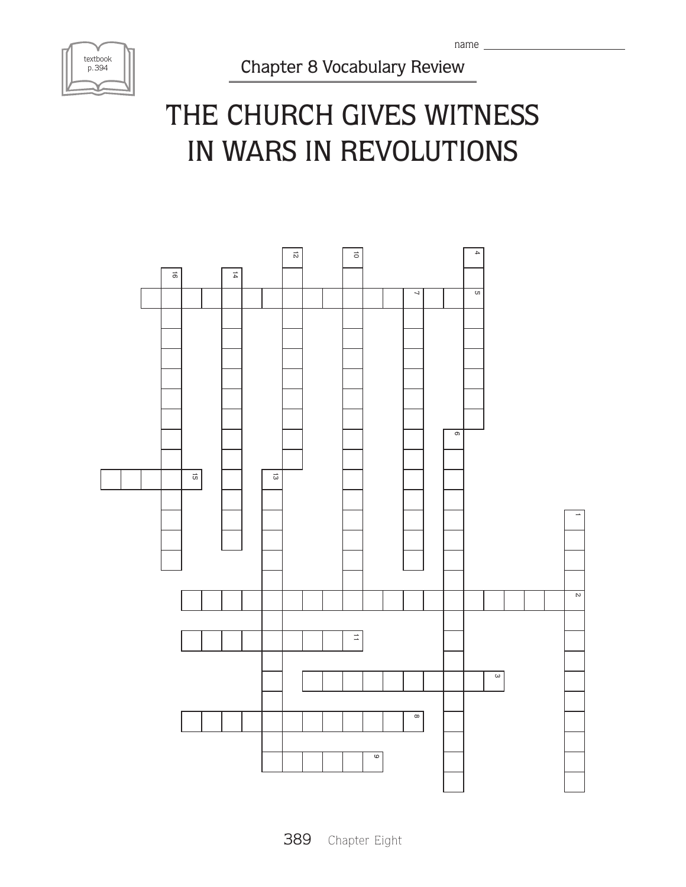name ___________________________

textbook p.394

Chapter 8 Vocabulary Review

# THE CHURCH GIVES WITNESS IN WARS IN REVOLUTIONS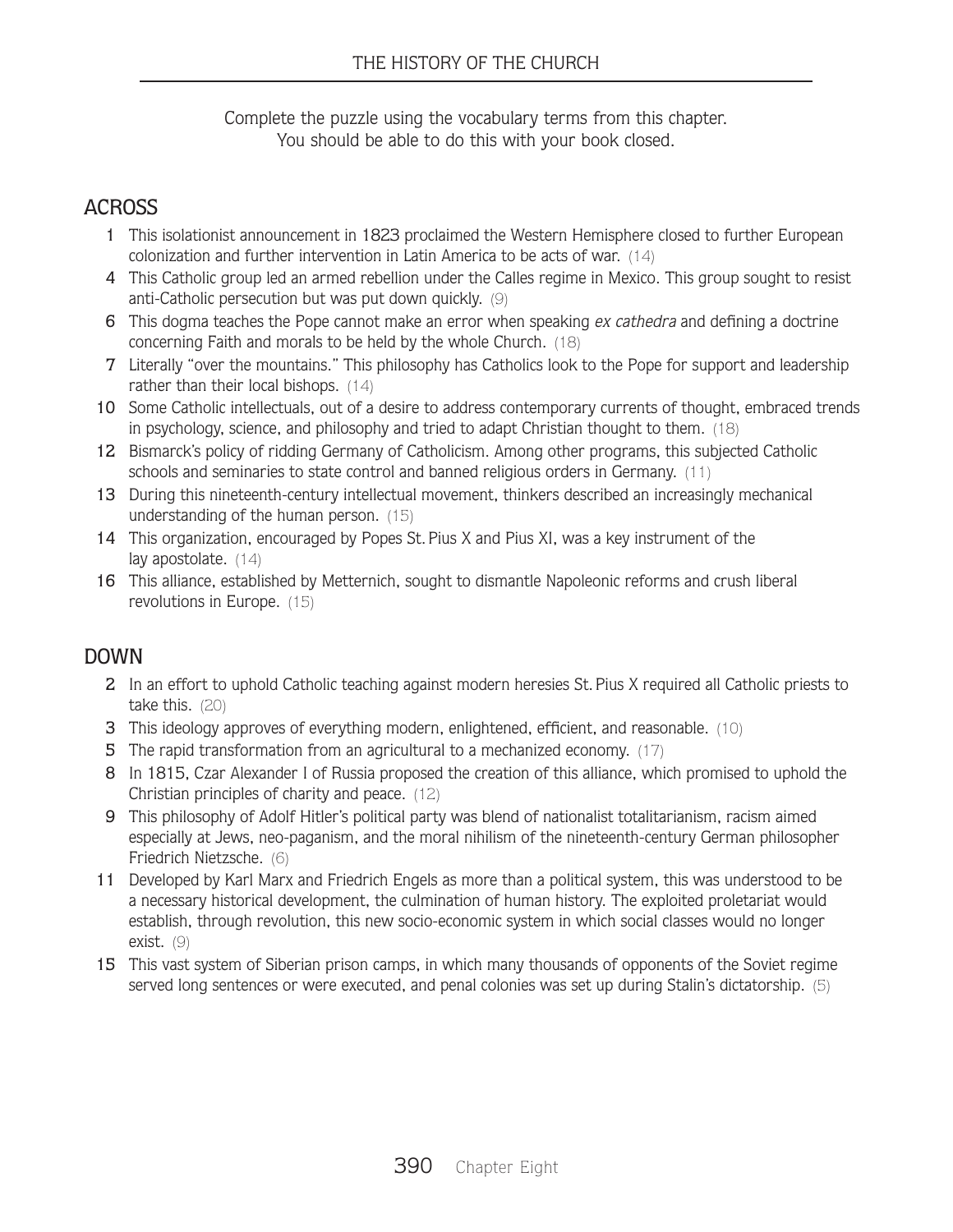Complete the puzzle using the vocabulary terms from this chapter.
You should be able to do this with your book closed.

## ACROSS

1 This isolationist announcement in 1823 proclaimed the Western Hemisphere closed to further European colonization and further intervention in Latin America to be acts of war. (14)

4 This Catholic group led an armed rebellion under the Calles regime in Mexico. This group sought to resist anti-Catholic persecution but was put down quickly. (9)

6 This dogma teaches the Pope cannot make an error when speaking *ex cathedra* and defining a doctrine concerning Faith and morals to be held by the whole Church. (18)

7 Literally "over the mountains." This philosophy has Catholics look to the Pope for support and leadership rather than their local bishops. (14)

10 Some Catholic intellectuals, out of a desire to address contemporary currents of thought, embraced trends in psychology, science, and philosophy and tried to adapt Christian thought to them. (18)

12 Bismarck's policy of ridding Germany of Catholicism. Among other programs, this subjected Catholic schools and seminaries to state control and banned religious orders in Germany. (11)

13 During this nineteenth-century intellectual movement, thinkers described an increasingly mechanical understanding of the human person. (15)

14 This organization, encouraged by Popes St. Pius X and Pius XI, was a key instrument of the lay apostolate. (14)

16 This alliance, established by Metternich, sought to dismantle Napoleonic reforms and crush liberal revolutions in Europe. (15)

## DOWN

2 In an effort to uphold Catholic teaching against modern heresies St. Pius X required all Catholic priests to take this. (20)

3 This ideology approves of everything modern, enlightened, efficient, and reasonable. (10)

5 The rapid transformation from an agricultural to a mechanized economy. (17)

8 In 1815, Czar Alexander I of Russia proposed the creation of this alliance, which promised to uphold the Christian principles of charity and peace. (12)

9 This philosophy of Adolf Hitler's political party was blend of nationalist totalitarianism, racism aimed especially at Jews, neo-paganism, and the moral nihilism of the nineteenth-century German philosopher Friedrich Nietzsche. (6)

11 Developed by Karl Marx and Friedrich Engels as more than a political system, this was understood to be a necessary historical development, the culmination of human history. The exploited proletariat would establish, through revolution, this new socio-economic system in which social classes would no longer exist. (9)

15 This vast system of Siberian prison camps, in which many thousands of opponents of the Soviet regime served long sentences or were executed, and penal colonies was set up during Stalin's dictatorship. (5)